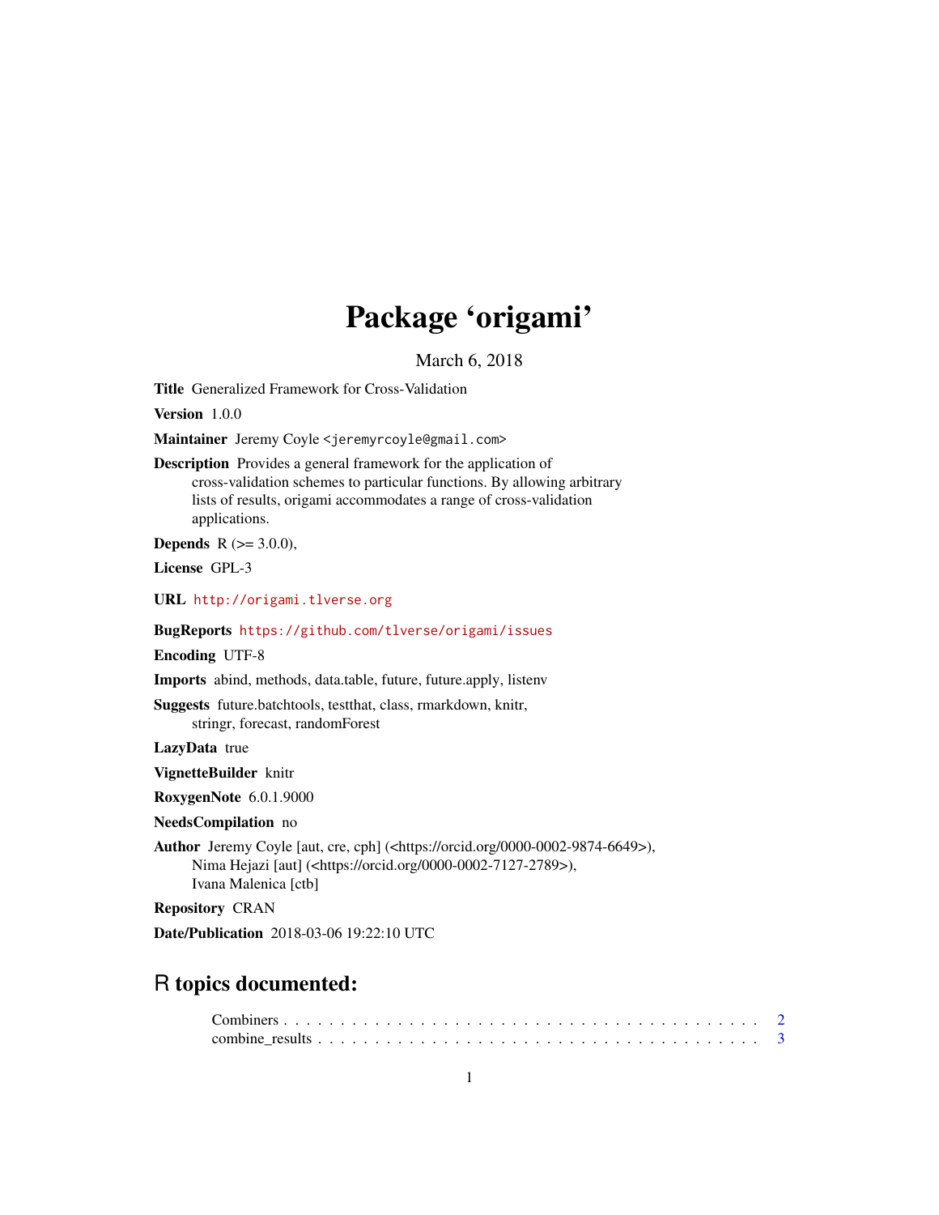# Package 'origami'

March 6, 2018

**Title** Generalized Framework for Cross-Validation

**Version** 1.0.0

**Maintainer** Jeremy Coyle <jeremyrcoyle@gmail.com>

**Description** Provides a general framework for the application of cross-validation schemes to particular functions. By allowing arbitrary lists of results, origami accommodates a range of cross-validation applications.

**Depends** R (>= 3.0.0),

**License** GPL-3

**URL** http://origami.tlverse.org

**BugReports** https://github.com/tlverse/origami/issues

**Encoding** UTF-8

**Imports** abind, methods, data.table, future, future.apply, listenv

**Suggests** future.batchtools, testthat, class, rmarkdown, knitr, stringr, forecast, randomForest

**LazyData** true

**VignetteBuilder** knitr

**RoxygenNote** 6.0.1.9000

**NeedsCompilation** no

**Author** Jeremy Coyle [aut, cre, cph] (<https://orcid.org/0000-0002-9874-6649>), Nima Hejazi [aut] (<https://orcid.org/0000-0002-7127-2789>), Ivana Malenica [ctb]

**Repository** CRAN

**Date/Publication** 2018-03-06 19:22:10 UTC

## R topics documented:

- Combiners . . . . . . . . . . . . . . . . . . . . . . . . . . . . . . . . . . . . . . . . . 2
- combine_results . . . . . . . . . . . . . . . . . . . . . . . . . . . . . . . . . . . . . . 3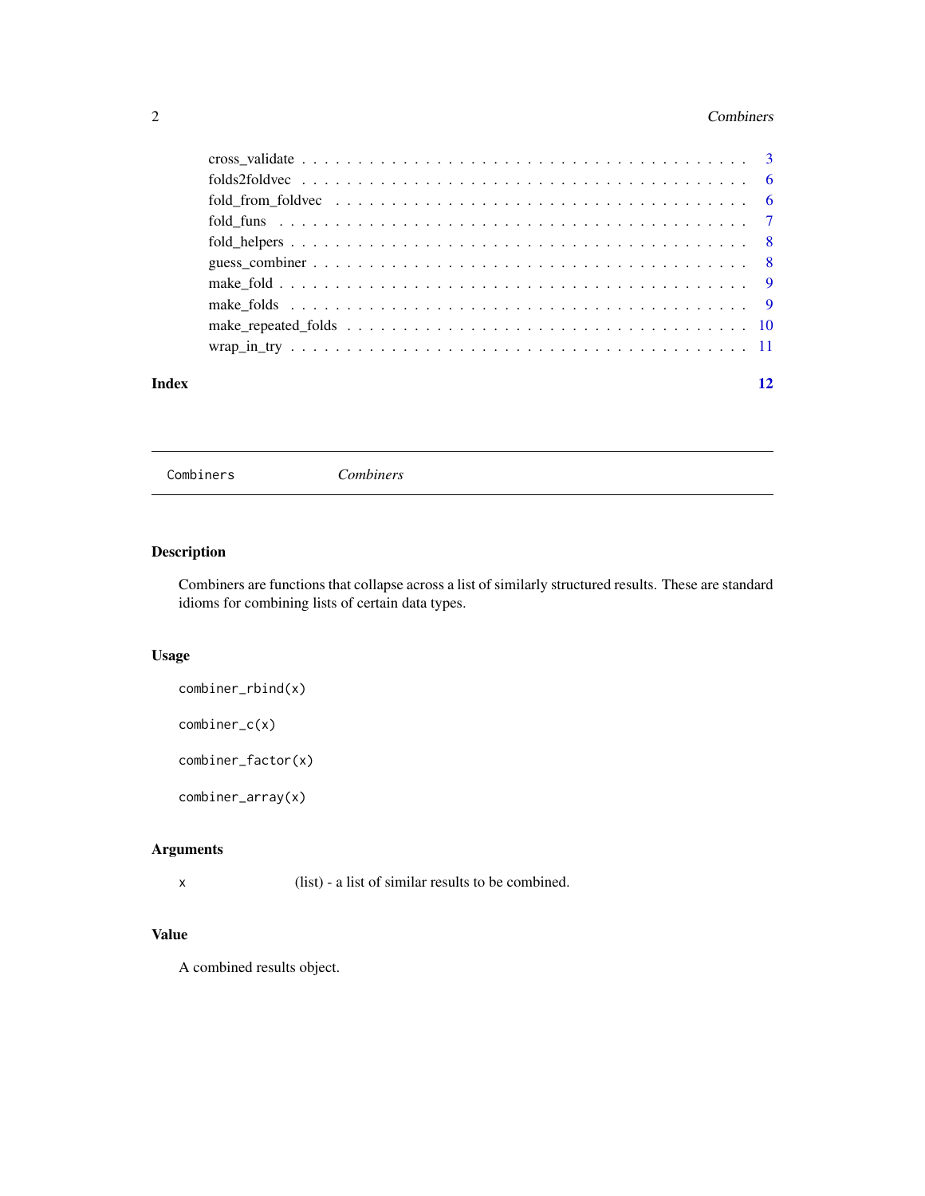| | |
|---|---|
| cross_validate | 3 |
| folds2foldvec | 6 |
| fold_from_foldvec | 6 |
| fold_funs | 7 |
| fold_helpers | 8 |
| guess_combiner | 8 |
| make_fold | 9 |
| make_folds | 9 |
| make_repeated_folds | 10 |
| wrap_in_try | 11 |

**Index** 12

---

`Combiners` *Combiners*

---

## Description

Combiners are functions that collapse across a list of similarly structured results. These are standard idioms for combining lists of certain data types.

## Usage

```
combiner_rbind(x)

combiner_c(x)

combiner_factor(x)

combiner_array(x)
```

## Arguments

| | |
|---|---|
| x | (list) - a list of similar results to be combined. |

## Value

A combined results object.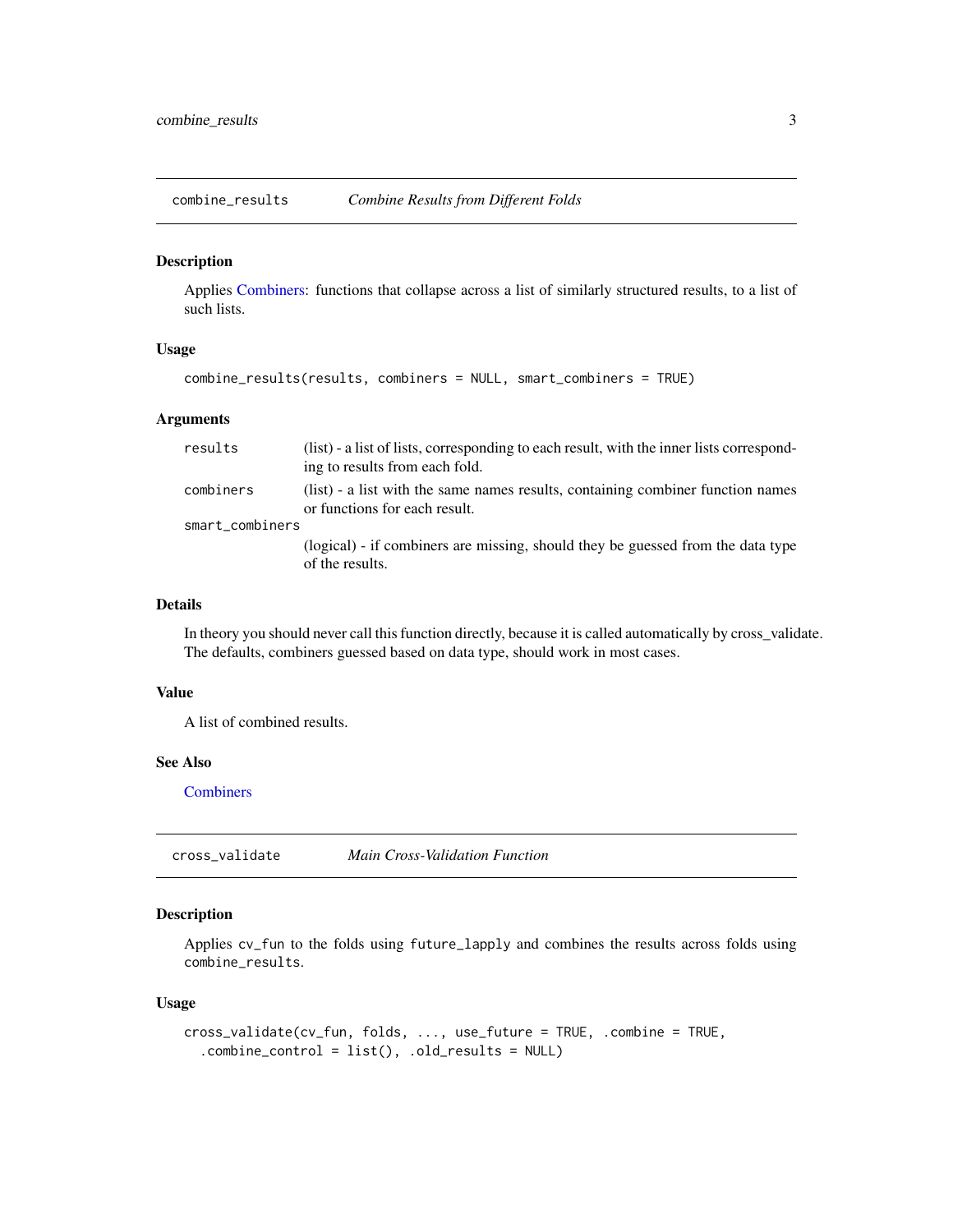## combine_results *Combine Results from Different Folds*

### Description

Applies Combiners: functions that collapse across a list of similarly structured results, to a list of such lists.

### Usage

```
combine_results(results, combiners = NULL, smart_combiners = TRUE)
```

### Arguments

| | |
|---|---|
| `results` | (list) - a list of lists, corresponding to each result, with the inner lists corresponding to results from each fold. |
| `combiners` | (list) - a list with the same names results, containing combiner function names or functions for each result. |
| `smart_combiners` | (logical) - if combiners are missing, should they be guessed from the data type of the results. |

### Details

In theory you should never call this function directly, because it is called automatically by cross_validate. The defaults, combiners guessed based on data type, should work in most cases.

### Value

A list of combined results.

### See Also

Combiners

## cross_validate *Main Cross-Validation Function*

### Description

Applies `cv_fun` to the folds using `future_lapply` and combines the results across folds using `combine_results`.

### Usage

```
cross_validate(cv_fun, folds, ..., use_future = TRUE, .combine = TRUE,
  .combine_control = list(), .old_results = NULL)
```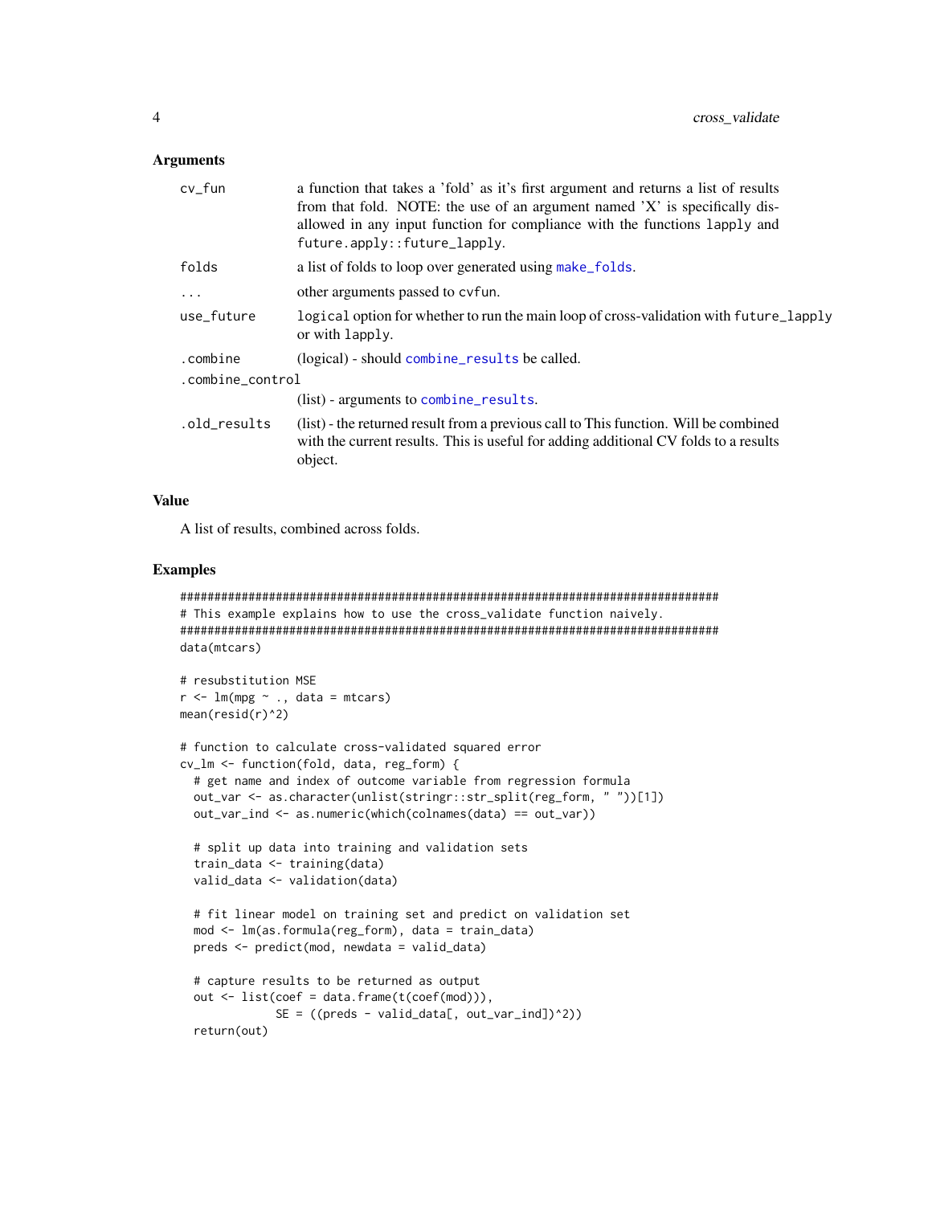### Arguments

| | |
|---|---|
| cv_fun | a function that takes a 'fold' as it's first argument and returns a list of results from that fold. NOTE: the use of an argument named 'X' is specifically disallowed in any input function for compliance with the functions lapply and future.apply::future_lapply. |
| folds | a list of folds to loop over generated using make_folds. |
| ... | other arguments passed to cvfun. |
| use_future | logical option for whether to run the main loop of cross-validation with future_lapply or with lapply. |
| .combine | (logical) - should combine_results be called. |
| .combine_control | (list) - arguments to combine_results. |
| .old_results | (list) - the returned result from a previous call to This function. Will be combined with the current results. This is useful for adding additional CV folds to a results object. |

### Value

A list of results, combined across folds.

### Examples

```
###############################################################################
# This example explains how to use the cross_validate function naively.
###############################################################################
data(mtcars)

# resubstitution MSE
r <- lm(mpg ~ ., data = mtcars)
mean(resid(r)^2)

# function to calculate cross-validated squared error
cv_lm <- function(fold, data, reg_form) {
  # get name and index of outcome variable from regression formula
  out_var <- as.character(unlist(stringr::str_split(reg_form, " "))[1])
  out_var_ind <- as.numeric(which(colnames(data) == out_var))

  # split up data into training and validation sets
  train_data <- training(data)
  valid_data <- validation(data)

  # fit linear model on training set and predict on validation set
  mod <- lm(as.formula(reg_form), data = train_data)
  preds <- predict(mod, newdata = valid_data)

  # capture results to be returned as output
  out <- list(coef = data.frame(t(coef(mod))),
              SE = ((preds - valid_data[, out_var_ind])^2))
  return(out)
```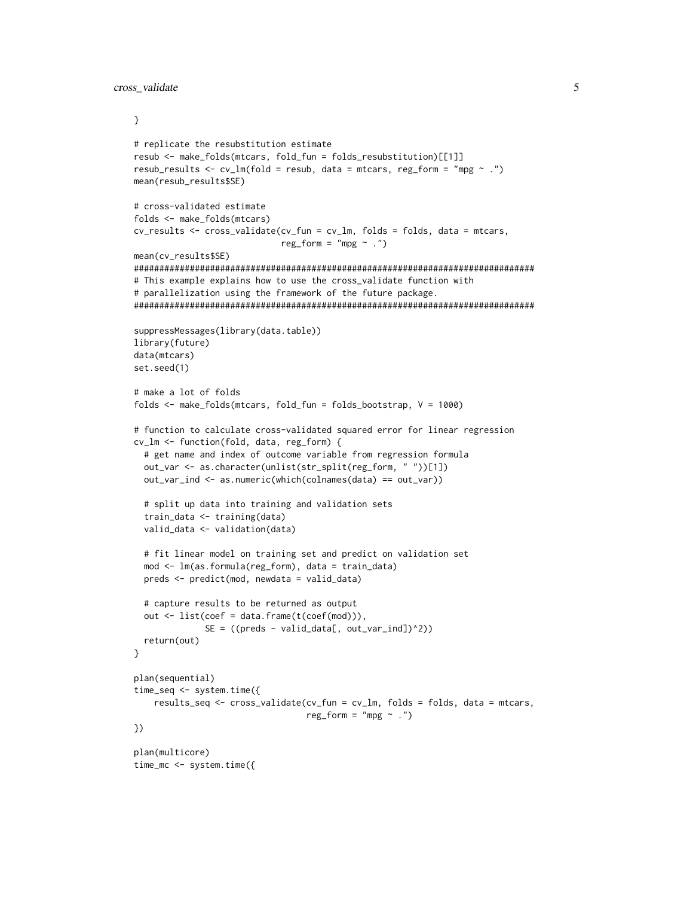```
}

# replicate the resubstitution estimate
resub <- make_folds(mtcars, fold_fun = folds_resubstitution)[[1]]
resub_results <- cv_lm(fold = resub, data = mtcars, reg_form = "mpg ~ .")
mean(resub_results$SE)

# cross-validated estimate
folds <- make_folds(mtcars)
cv_results <- cross_validate(cv_fun = cv_lm, folds = folds, data = mtcars,
                             reg_form = "mpg ~ .")
mean(cv_results$SE)
###############################################################################
# This example explains how to use the cross_validate function with
# parallelization using the framework of the future package.
###############################################################################

suppressMessages(library(data.table))
library(future)
data(mtcars)
set.seed(1)

# make a lot of folds
folds <- make_folds(mtcars, fold_fun = folds_bootstrap, V = 1000)

# function to calculate cross-validated squared error for linear regression
cv_lm <- function(fold, data, reg_form) {
  # get name and index of outcome variable from regression formula
  out_var <- as.character(unlist(str_split(reg_form, " "))[1])
  out_var_ind <- as.numeric(which(colnames(data) == out_var))

  # split up data into training and validation sets
  train_data <- training(data)
  valid_data <- validation(data)

  # fit linear model on training set and predict on validation set
  mod <- lm(as.formula(reg_form), data = train_data)
  preds <- predict(mod, newdata = valid_data)

  # capture results to be returned as output
  out <- list(coef = data.frame(t(coef(mod))),
              SE = ((preds - valid_data[, out_var_ind])^2))
  return(out)
}

plan(sequential)
time_seq <- system.time({
    results_seq <- cross_validate(cv_fun = cv_lm, folds = folds, data = mtcars,
                                  reg_form = "mpg ~ .")
})

plan(multicore)
time_mc <- system.time({
```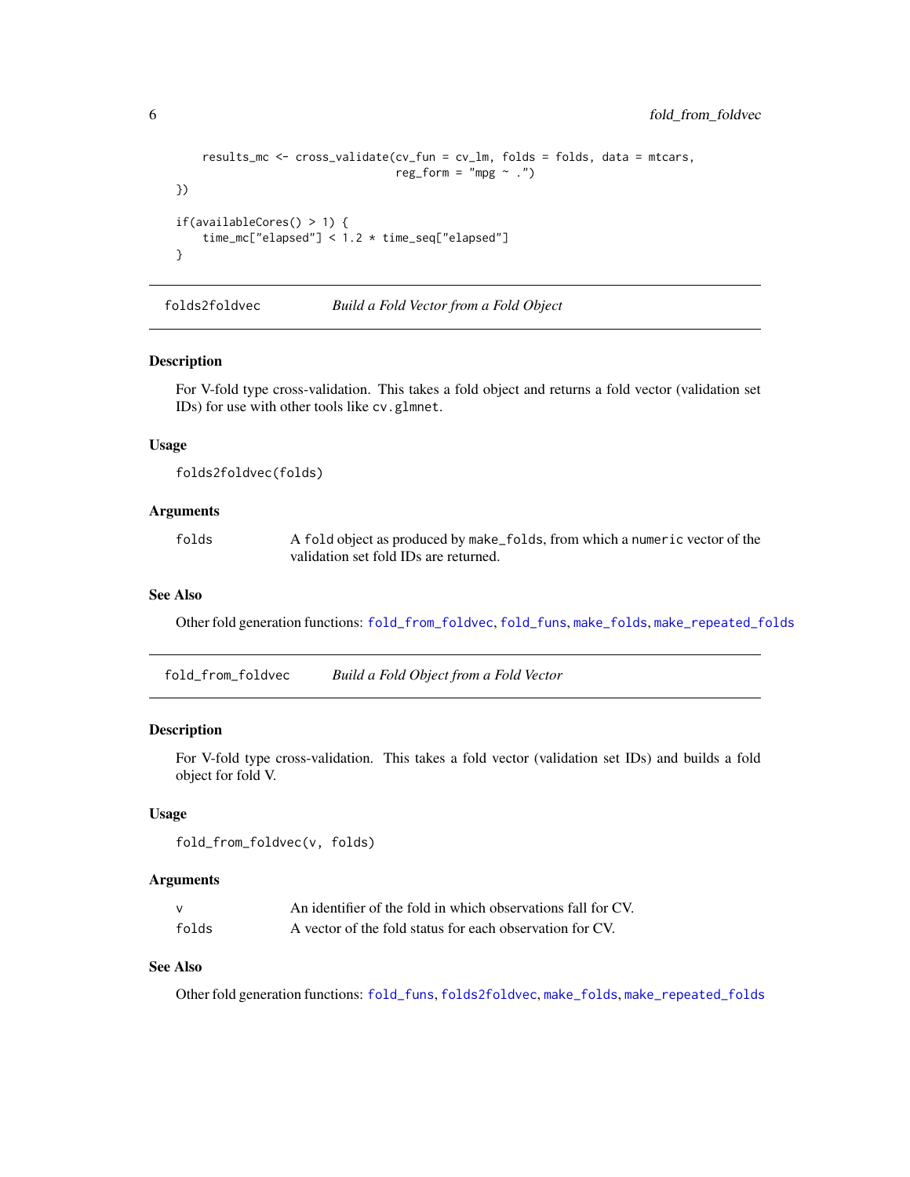```
    results_mc <- cross_validate(cv_fun = cv_lm, folds = folds, data = mtcars,
                                 reg_form = "mpg ~ .")
})

if(availableCores() > 1) {
    time_mc["elapsed"] < 1.2 * time_seq["elapsed"]
}
```

---

## folds2foldvec — *Build a Fold Vector from a Fold Object*

### Description

For V-fold type cross-validation. This takes a fold object and returns a fold vector (validation set IDs) for use with other tools like `cv.glmnet`.

### Usage

```
folds2foldvec(folds)
```

### Arguments

| | |
|---|---|
| `folds` | A `fold` object as produced by `make_folds`, from which a `numeric` vector of the validation set fold IDs are returned. |

### See Also

Other fold generation functions: `fold_from_foldvec`, `fold_funs`, `make_folds`, `make_repeated_folds`

---

## fold_from_foldvec — *Build a Fold Object from a Fold Vector*

### Description

For V-fold type cross-validation. This takes a fold vector (validation set IDs) and builds a fold object for fold V.

### Usage

```
fold_from_foldvec(v, folds)
```

### Arguments

| | |
|---|---|
| `v` | An identifier of the fold in which observations fall for CV. |
| `folds` | A vector of the fold status for each observation for CV. |

### See Also

Other fold generation functions: `fold_funs`, `folds2foldvec`, `make_folds`, `make_repeated_folds`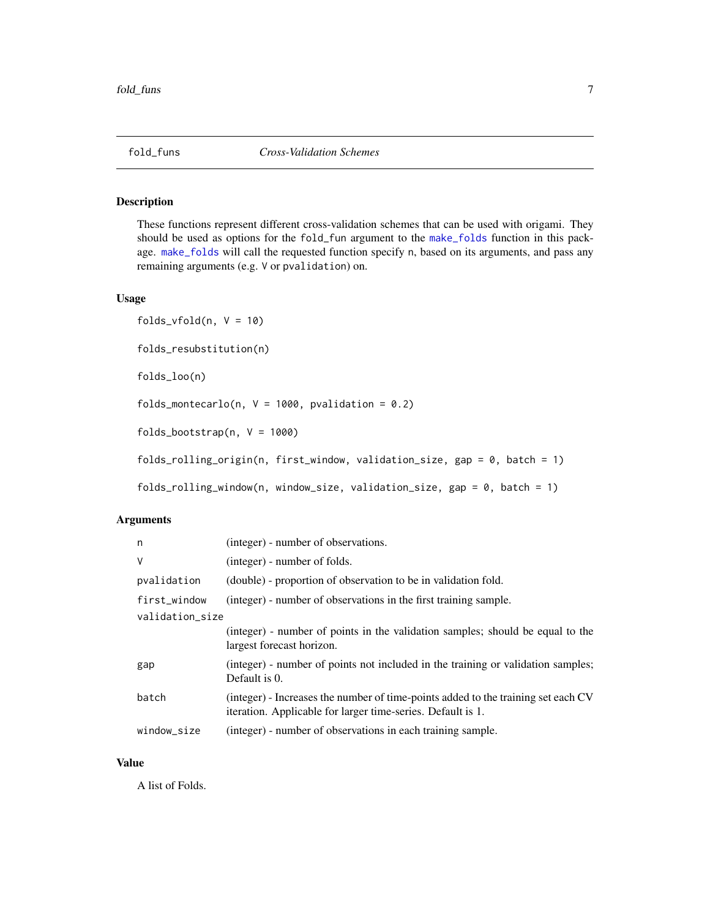fold_funs *Cross-Validation Schemes*

## Description

These functions represent different cross-validation schemes that can be used with origami. They should be used as options for the `fold_fun` argument to the `make_folds` function in this package. `make_folds` will call the requested function specify `n`, based on its arguments, and pass any remaining arguments (e.g. `V` or `pvalidation`) on.

## Usage

```
folds_vfold(n, V = 10)

folds_resubstitution(n)

folds_loo(n)

folds_montecarlo(n, V = 1000, pvalidation = 0.2)

folds_bootstrap(n, V = 1000)

folds_rolling_origin(n, first_window, validation_size, gap = 0, batch = 1)

folds_rolling_window(n, window_size, validation_size, gap = 0, batch = 1)
```

## Arguments

| | |
|---|---|
| `n` | (integer) - number of observations. |
| `V` | (integer) - number of folds. |
| `pvalidation` | (double) - proportion of observation to be in validation fold. |
| `first_window` | (integer) - number of observations in the first training sample. |
| `validation_size` | (integer) - number of points in the validation samples; should be equal to the largest forecast horizon. |
| `gap` | (integer) - number of points not included in the training or validation samples; Default is 0. |
| `batch` | (integer) - Increases the number of time-points added to the training set each CV iteration. Applicable for larger time-series. Default is 1. |
| `window_size` | (integer) - number of observations in each training sample. |

## Value

A list of Folds.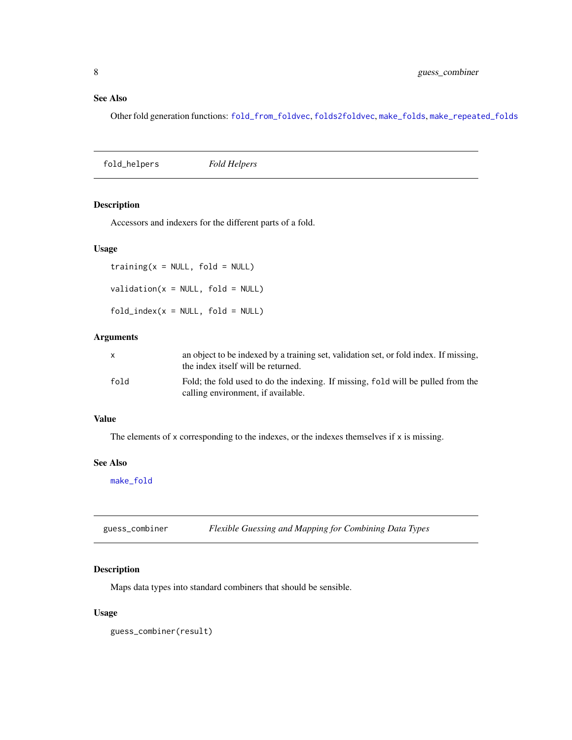### See Also

Other fold generation functions: `fold_from_foldvec`, `folds2foldvec`, `make_folds`, `make_repeated_folds`

---

## fold_helpers — *Fold Helpers*

### Description

Accessors and indexers for the different parts of a fold.

### Usage

```
training(x = NULL, fold = NULL)

validation(x = NULL, fold = NULL)

fold_index(x = NULL, fold = NULL)
```

### Arguments

| | |
|---|---|
| `x` | an object to be indexed by a training set, validation set, or fold index. If missing, the index itself will be returned. |
| `fold` | Fold; the fold used to do the indexing. If missing, `fold` will be pulled from the calling environment, if available. |

### Value

The elements of `x` corresponding to the indexes, or the indexes themselves if `x` is missing.

### See Also

`make_fold`

---

## guess_combiner — *Flexible Guessing and Mapping for Combining Data Types*

### Description

Maps data types into standard combiners that should be sensible.

### Usage

```
guess_combiner(result)
```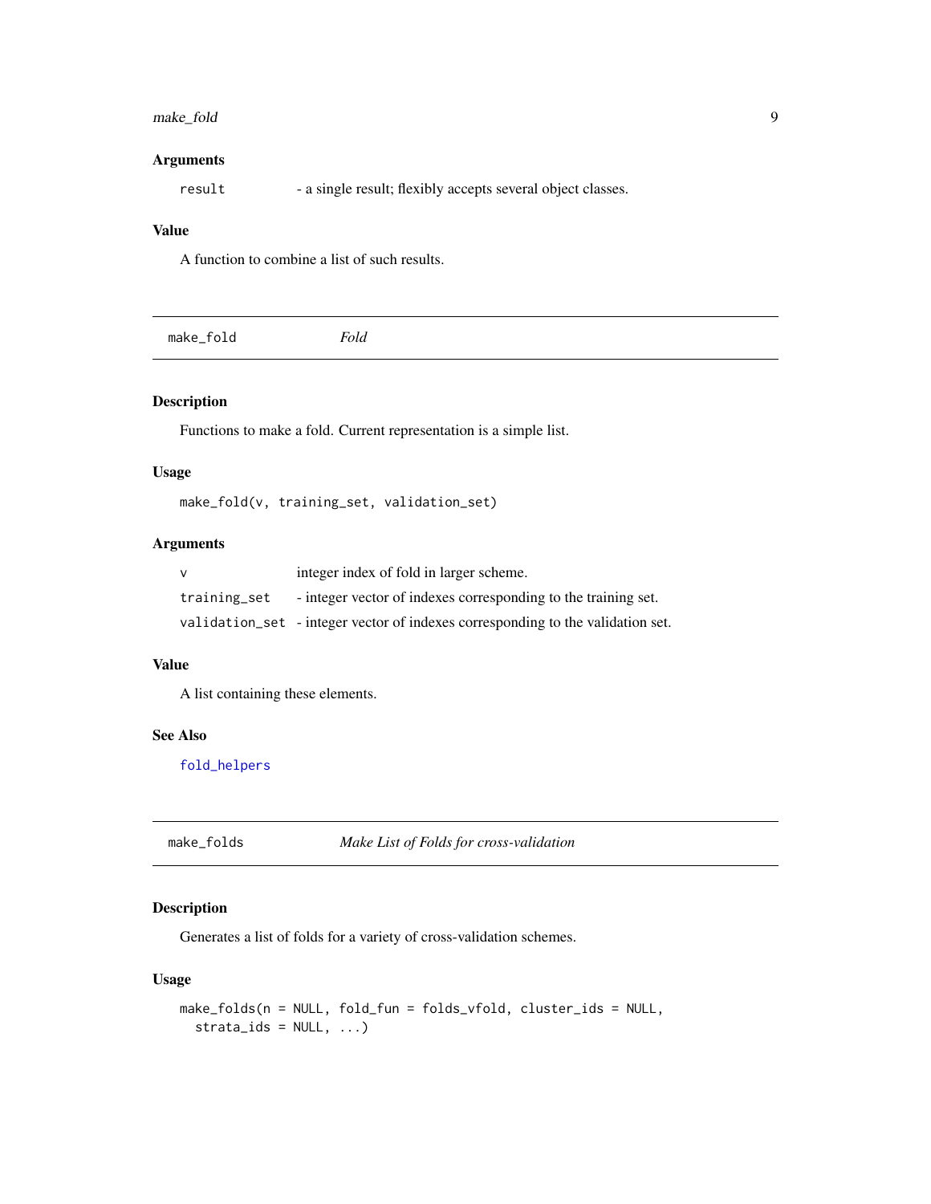### Arguments

| | |
|---|---|
| `result` | - a single result; flexibly accepts several object classes. |

### Value

A function to combine a list of such results.

---

## `make_fold` *Fold*

---

### Description

Functions to make a fold. Current representation is a simple list.

### Usage

```
make_fold(v, training_set, validation_set)
```

### Arguments

| | |
|---|---|
| `v` | integer index of fold in larger scheme. |
| `training_set` | - integer vector of indexes corresponding to the training set. |
| `validation_set` | - integer vector of indexes corresponding to the validation set. |

### Value

A list containing these elements.

### See Also

`fold_helpers`

---

## `make_folds` *Make List of Folds for cross-validation*

---

### Description

Generates a list of folds for a variety of cross-validation schemes.

### Usage

```
make_folds(n = NULL, fold_fun = folds_vfold, cluster_ids = NULL,
  strata_ids = NULL, ...)
```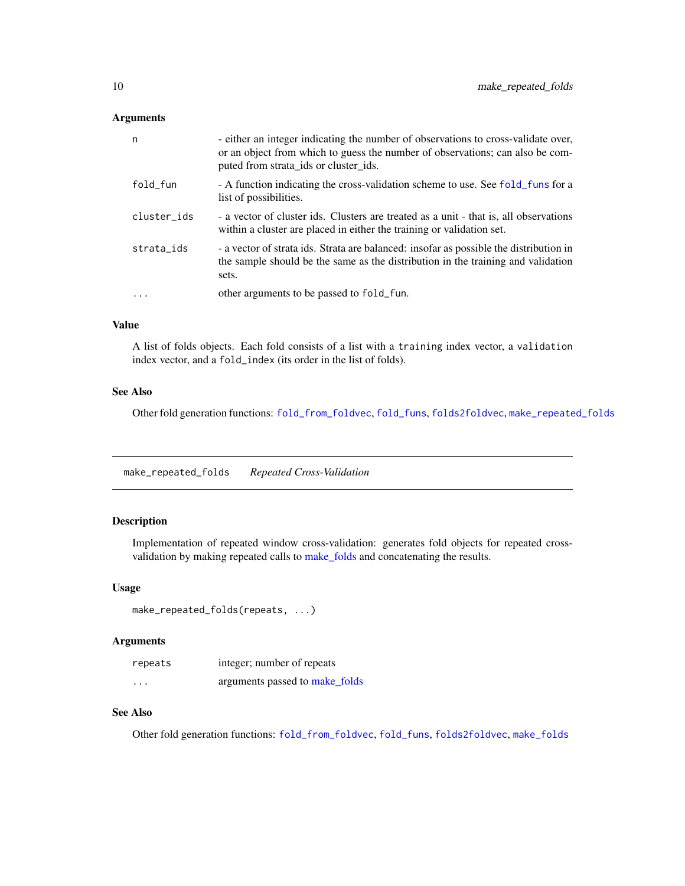### Arguments

| | |
|---|---|
| n | - either an integer indicating the number of observations to cross-validate over, or an object from which to guess the number of observations; can also be computed from strata_ids or cluster_ids. |
| fold_fun | - A function indicating the cross-validation scheme to use. See `fold_funs` for a list of possibilities. |
| cluster_ids | - a vector of cluster ids. Clusters are treated as a unit - that is, all observations within a cluster are placed in either the training or validation set. |
| strata_ids | - a vector of strata ids. Strata are balanced: insofar as possible the distribution in the sample should be the same as the distribution in the training and validation sets. |
| ... | other arguments to be passed to `fold_fun`. |

### Value

A list of folds objects. Each fold consists of a list with a `training` index vector, a `validation` index vector, and a `fold_index` (its order in the list of folds).

### See Also

Other fold generation functions: `fold_from_foldvec`, `fold_funs`, `folds2foldvec`, `make_repeated_folds`

---

## make_repeated_folds *Repeated Cross-Validation*

### Description

Implementation of repeated window cross-validation: generates fold objects for repeated cross-validation by making repeated calls to make_folds and concatenating the results.

### Usage

```
make_repeated_folds(repeats, ...)
```

### Arguments

| | |
|---|---|
| repeats | integer; number of repeats |
| ... | arguments passed to make_folds |

### See Also

Other fold generation functions: `fold_from_foldvec`, `fold_funs`, `folds2foldvec`, `make_folds`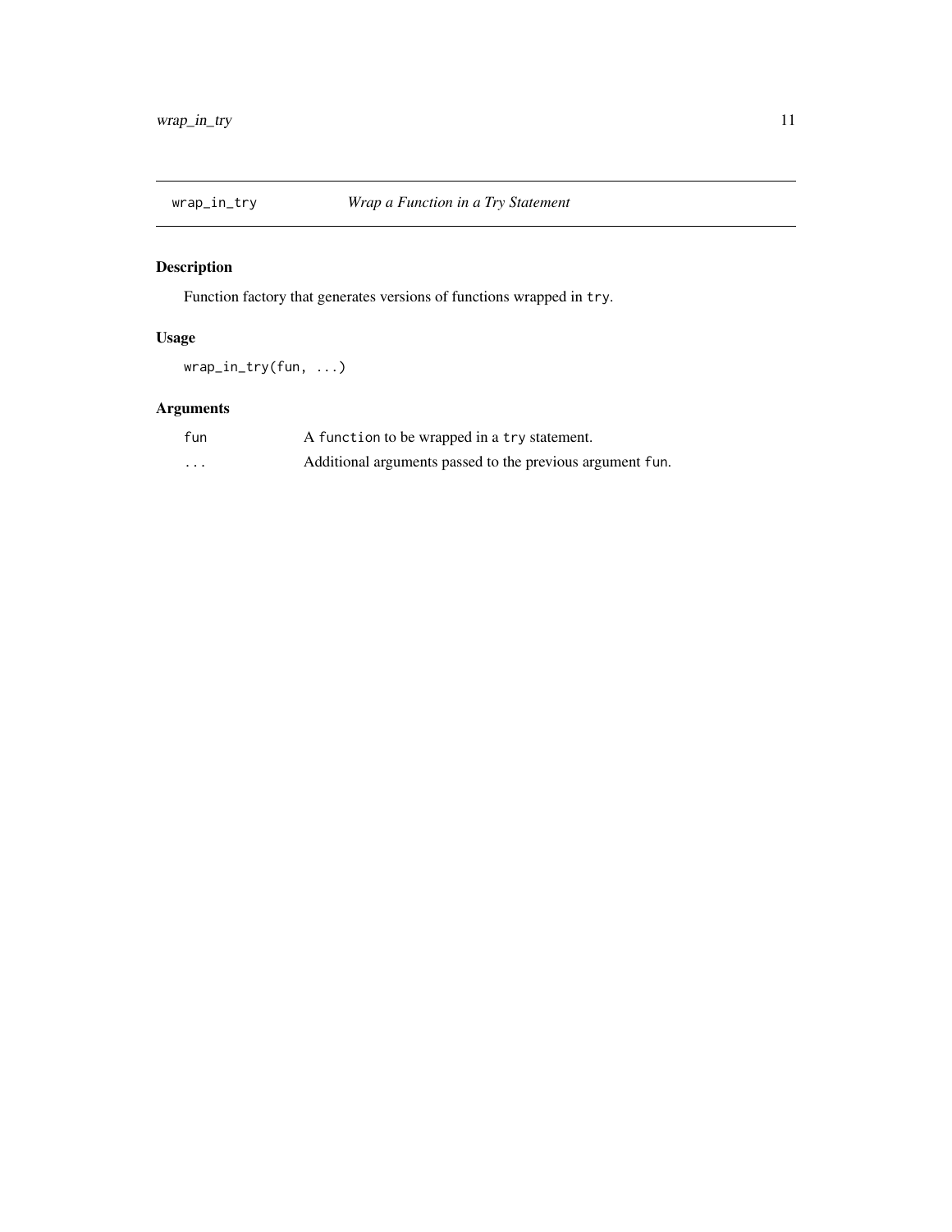## wrap_in_try *Wrap a Function in a Try Statement*

### Description

Function factory that generates versions of functions wrapped in `try`.

### Usage

```
wrap_in_try(fun, ...)
```

### Arguments

| | |
|---|---|
| `fun` | A `function` to be wrapped in a `try` statement. |
| `...` | Additional arguments passed to the previous argument `fun`. |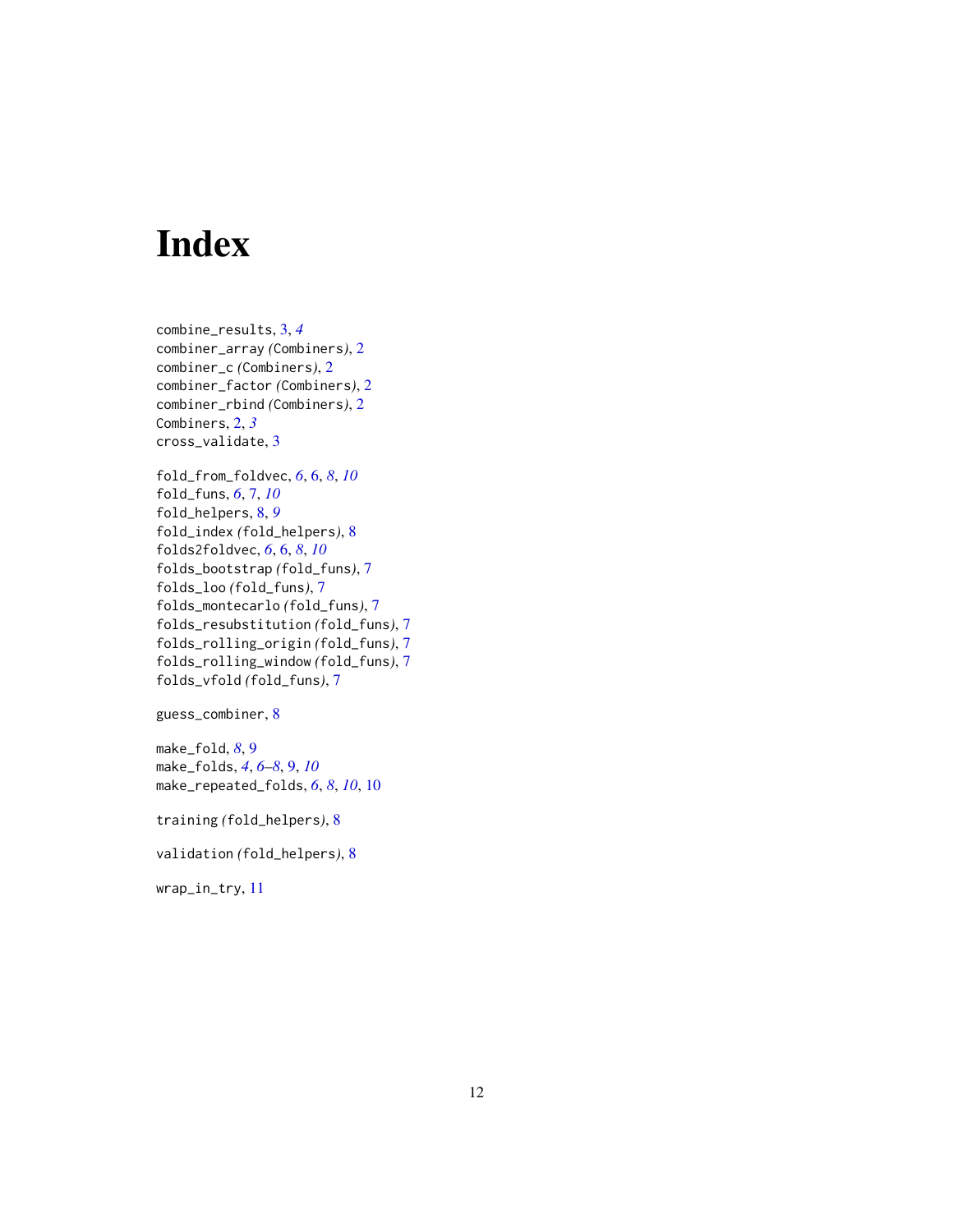# Index

combine_results, 3, *4*
combiner_array *(Combiners)*, 2
combiner_c *(Combiners)*, 2
combiner_factor *(Combiners)*, 2
combiner_rbind *(Combiners)*, 2
Combiners, 2, *3*
cross_validate, 3

fold_from_foldvec, *6*, 6, *8*, *10*
fold_funs, *6*, 7, *10*
fold_helpers, 8, *9*
fold_index *(fold_helpers)*, 8
folds2foldvec, *6*, 6, *8*, *10*
folds_bootstrap *(fold_funs)*, 7
folds_loo *(fold_funs)*, 7
folds_montecarlo *(fold_funs)*, 7
folds_resubstitution *(fold_funs)*, 7
folds_rolling_origin *(fold_funs)*, 7
folds_rolling_window *(fold_funs)*, 7
folds_vfold *(fold_funs)*, 7

guess_combiner, 8

make_fold, *8*, 9
make_folds, *4*, *6–8*, 9, *10*
make_repeated_folds, *6*, *8*, *10*, 10

training *(fold_helpers)*, 8

validation *(fold_helpers)*, 8

wrap_in_try, 11